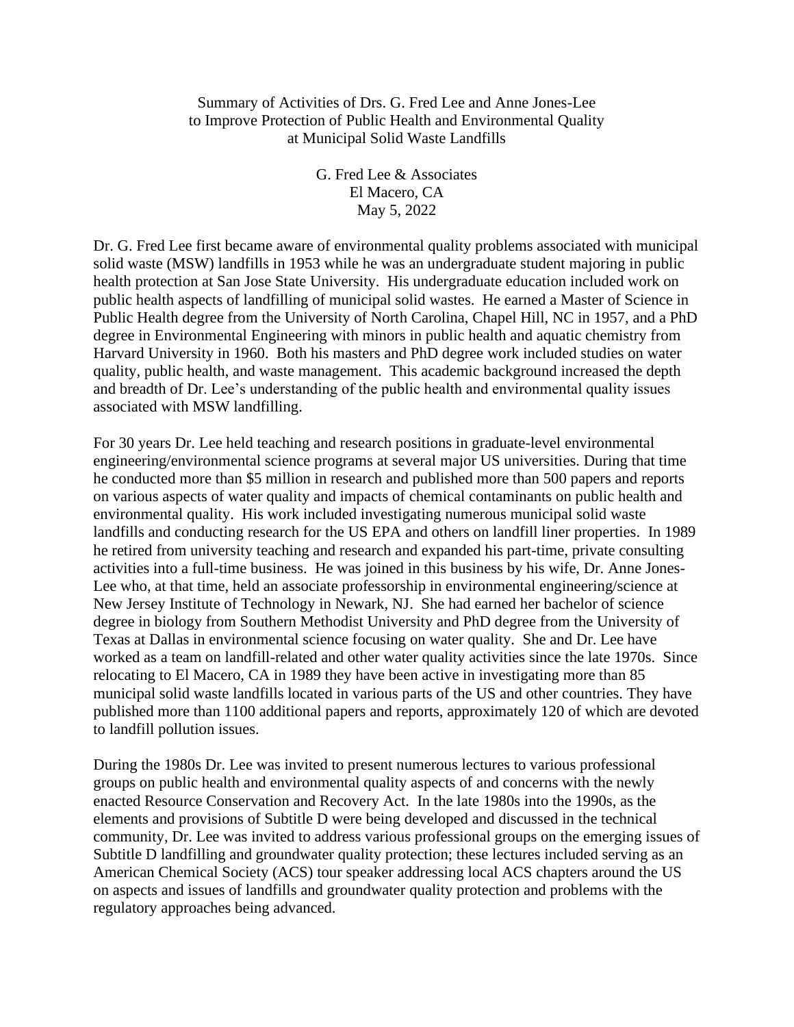# Summary of Activities of Drs. G. Fred Lee and Anne Jones-Lee to Improve Protection of Public Health and Environmental Quality at Municipal Solid Waste Landfills

G. Fred Lee & Associates
El Macero, CA
May 5, 2022

Dr. G. Fred Lee first became aware of environmental quality problems associated with municipal solid waste (MSW) landfills in 1953 while he was an undergraduate student majoring in public health protection at San Jose State University. His undergraduate education included work on public health aspects of landfilling of municipal solid wastes. He earned a Master of Science in Public Health degree from the University of North Carolina, Chapel Hill, NC in 1957, and a PhD degree in Environmental Engineering with minors in public health and aquatic chemistry from Harvard University in 1960. Both his masters and PhD degree work included studies on water quality, public health, and waste management. This academic background increased the depth and breadth of Dr. Lee's understanding of the public health and environmental quality issues associated with MSW landfilling.

For 30 years Dr. Lee held teaching and research positions in graduate-level environmental engineering/environmental science programs at several major US universities. During that time he conducted more than $5 million in research and published more than 500 papers and reports on various aspects of water quality and impacts of chemical contaminants on public health and environmental quality. His work included investigating numerous municipal solid waste landfills and conducting research for the US EPA and others on landfill liner properties. In 1989 he retired from university teaching and research and expanded his part-time, private consulting activities into a full-time business. He was joined in this business by his wife, Dr. Anne Jones-Lee who, at that time, held an associate professorship in environmental engineering/science at New Jersey Institute of Technology in Newark, NJ. She had earned her bachelor of science degree in biology from Southern Methodist University and PhD degree from the University of Texas at Dallas in environmental science focusing on water quality. She and Dr. Lee have worked as a team on landfill-related and other water quality activities since the late 1970s. Since relocating to El Macero, CA in 1989 they have been active in investigating more than 85 municipal solid waste landfills located in various parts of the US and other countries. They have published more than 1100 additional papers and reports, approximately 120 of which are devoted to landfill pollution issues.

During the 1980s Dr. Lee was invited to present numerous lectures to various professional groups on public health and environmental quality aspects of and concerns with the newly enacted Resource Conservation and Recovery Act. In the late 1980s into the 1990s, as the elements and provisions of Subtitle D were being developed and discussed in the technical community, Dr. Lee was invited to address various professional groups on the emerging issues of Subtitle D landfilling and groundwater quality protection; these lectures included serving as an American Chemical Society (ACS) tour speaker addressing local ACS chapters around the US on aspects and issues of landfills and groundwater quality protection and problems with the regulatory approaches being advanced.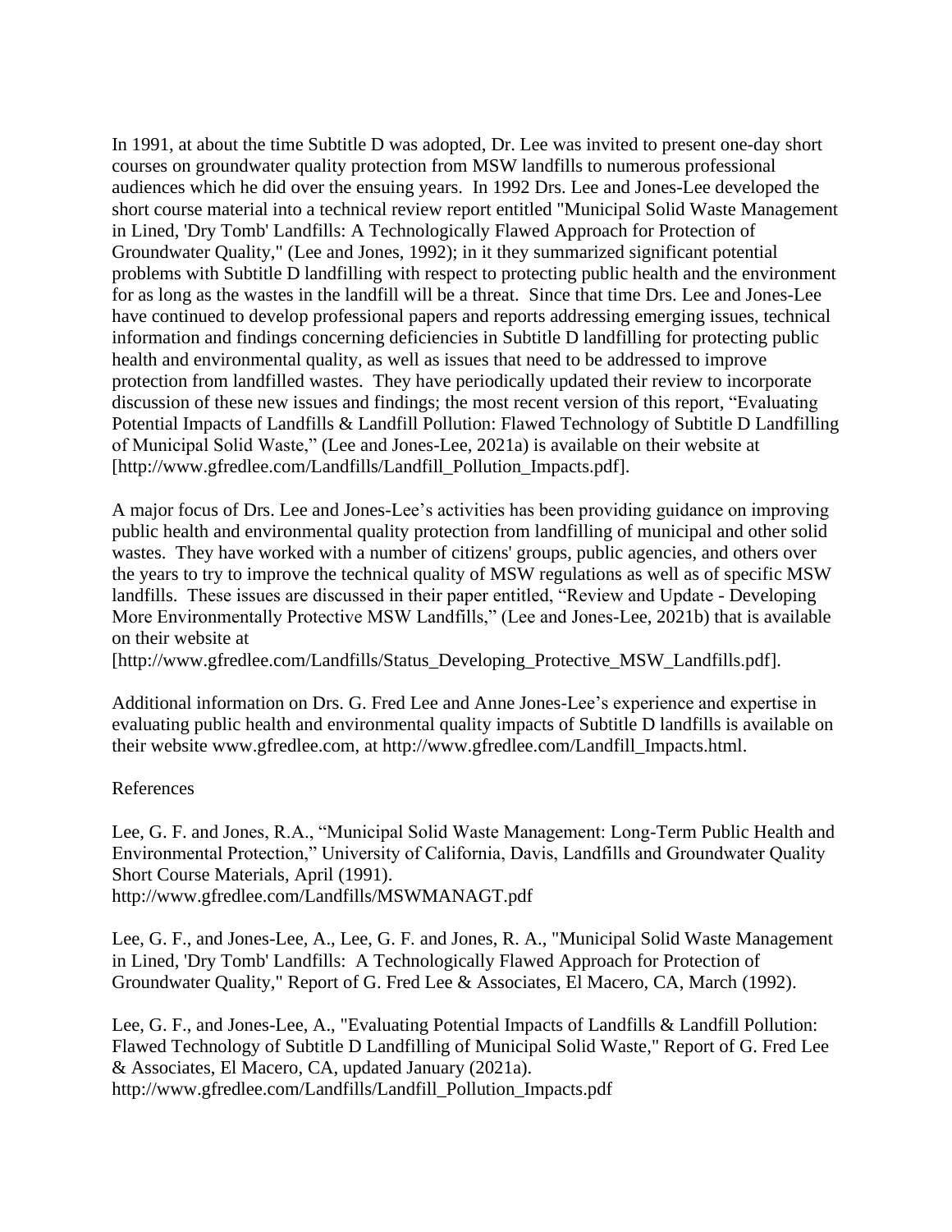In 1991, at about the time Subtitle D was adopted, Dr. Lee was invited to present one-day short courses on groundwater quality protection from MSW landfills to numerous professional audiences which he did over the ensuing years. In 1992 Drs. Lee and Jones-Lee developed the short course material into a technical review report entitled "Municipal Solid Waste Management in Lined, 'Dry Tomb' Landfills: A Technologically Flawed Approach for Protection of Groundwater Quality," (Lee and Jones, 1992); in it they summarized significant potential problems with Subtitle D landfilling with respect to protecting public health and the environment for as long as the wastes in the landfill will be a threat. Since that time Drs. Lee and Jones-Lee have continued to develop professional papers and reports addressing emerging issues, technical information and findings concerning deficiencies in Subtitle D landfilling for protecting public health and environmental quality, as well as issues that need to be addressed to improve protection from landfilled wastes. They have periodically updated their review to incorporate discussion of these new issues and findings; the most recent version of this report, "Evaluating Potential Impacts of Landfills & Landfill Pollution: Flawed Technology of Subtitle D Landfilling of Municipal Solid Waste," (Lee and Jones-Lee, 2021a) is available on their website at [http://www.gfredlee.com/Landfills/Landfill_Pollution_Impacts.pdf].

A major focus of Drs. Lee and Jones-Lee's activities has been providing guidance on improving public health and environmental quality protection from landfilling of municipal and other solid wastes. They have worked with a number of citizens' groups, public agencies, and others over the years to try to improve the technical quality of MSW regulations as well as of specific MSW landfills. These issues are discussed in their paper entitled, "Review and Update - Developing More Environmentally Protective MSW Landfills," (Lee and Jones-Lee, 2021b) that is available on their website at
[http://www.gfredlee.com/Landfills/Status_Developing_Protective_MSW_Landfills.pdf].

Additional information on Drs. G. Fred Lee and Anne Jones-Lee's experience and expertise in evaluating public health and environmental quality impacts of Subtitle D landfills is available on their website www.gfredlee.com, at http://www.gfredlee.com/Landfill_Impacts.html.

References

Lee, G. F. and Jones, R.A., "Municipal Solid Waste Management: Long-Term Public Health and Environmental Protection," University of California, Davis, Landfills and Groundwater Quality Short Course Materials, April (1991).
http://www.gfredlee.com/Landfills/MSWMANAGT.pdf

Lee, G. F., and Jones-Lee, A., Lee, G. F. and Jones, R. A., "Municipal Solid Waste Management in Lined, 'Dry Tomb' Landfills: A Technologically Flawed Approach for Protection of Groundwater Quality," Report of G. Fred Lee & Associates, El Macero, CA, March (1992).

Lee, G. F., and Jones-Lee, A., "Evaluating Potential Impacts of Landfills & Landfill Pollution: Flawed Technology of Subtitle D Landfilling of Municipal Solid Waste," Report of G. Fred Lee & Associates, El Macero, CA, updated January (2021a).
http://www.gfredlee.com/Landfills/Landfill_Pollution_Impacts.pdf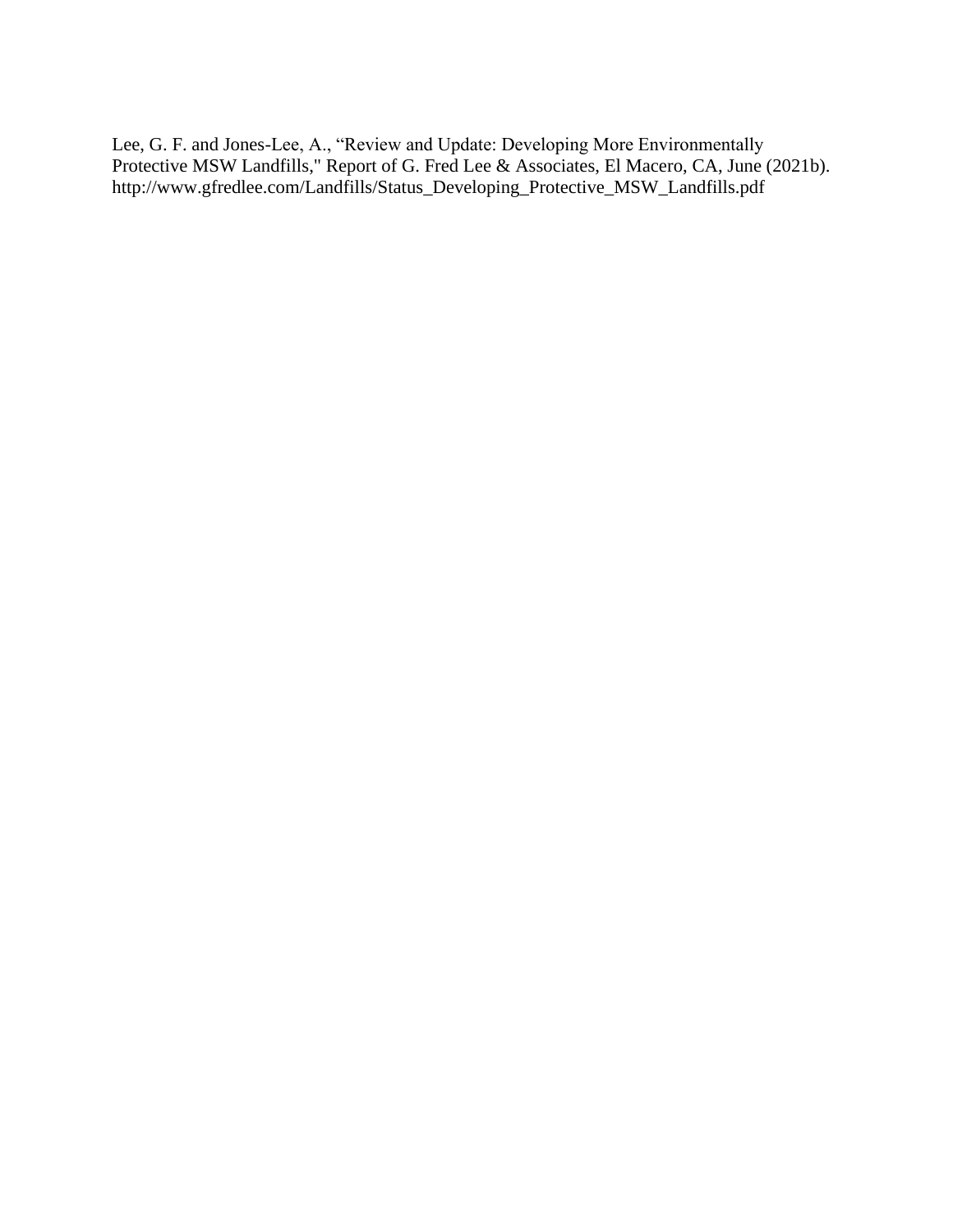Lee, G. F. and Jones-Lee, A., "Review and Update: Developing More Environmentally Protective MSW Landfills," Report of G. Fred Lee & Associates, El Macero, CA, June (2021b). http://www.gfredlee.com/Landfills/Status_Developing_Protective_MSW_Landfills.pdf